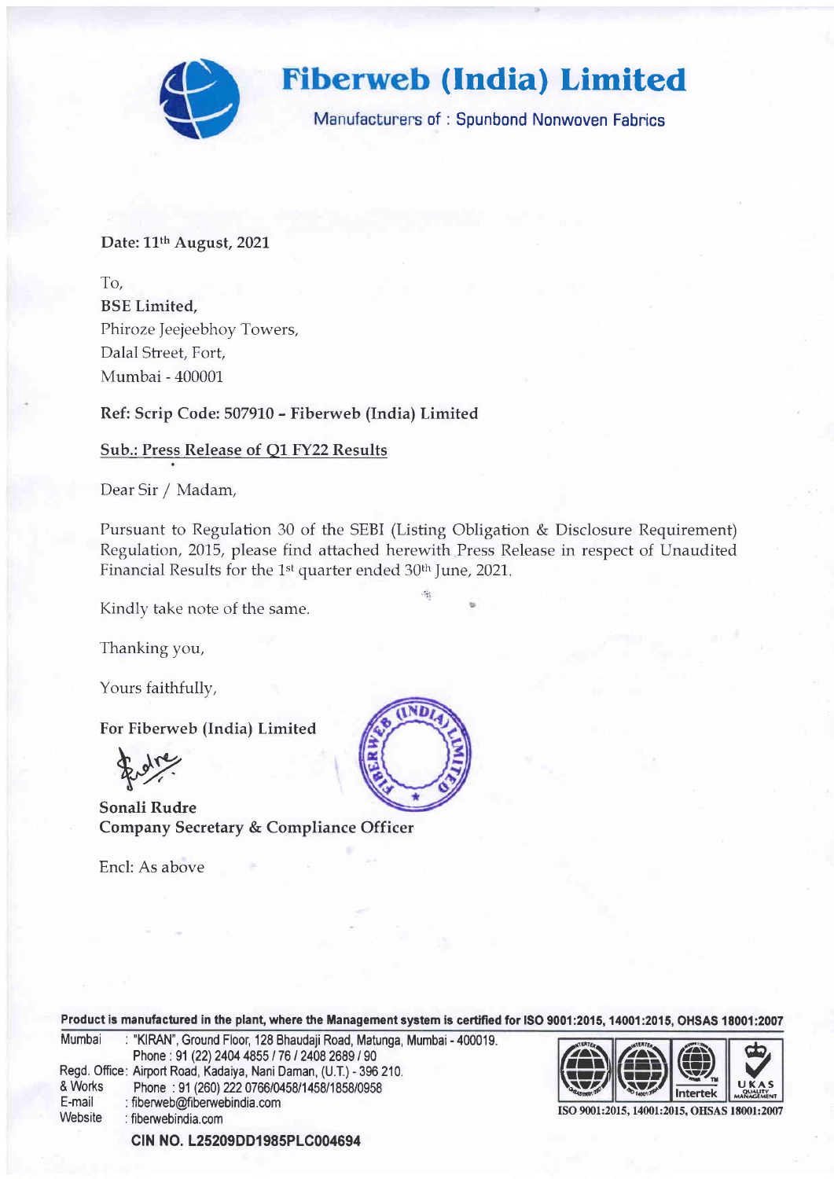# Fiberweb (India) Limited

Manufacturers of : Spunbond Nonwoven Fabrics

**Date: 11th August, 2021**

To,
**BSE Limited,**
Phiroze Jeejeebhoy Towers,
Dalal Street, Fort,
Mumbai - 400001

**Ref: Scrip Code: 507910 - Fiberweb (India) Limited**

**Sub.: Press Release of Q1 FY22 Results**

Dear Sir / Madam,

Pursuant to Regulation 30 of the SEBI (Listing Obligation & Disclosure Requirement) Regulation, 2015, please find attached herewith Press Release in respect of Unaudited Financial Results for the 1st quarter ended 30th June, 2021.

Kindly take note of the same.

Thanking you,

Yours faithfully,

**For Fiberweb (India) Limited**

**Sonali Rudre**
**Company Secretary & Compliance Officer**

Encl: As above

**Product is manufactured in the plant, where the Management system is certified for ISO 9001:2015, 14001:2015, OHSAS 18001:2007**

Mumbai : "KIRAN", Ground Floor, 128 Bhaudaji Road, Matunga, Mumbai - 400019.
Phone : 91 (22) 2404 4855 / 76 / 2408 2689 / 90
Regd. Office & Works: Airport Road, Kadaiya, Nani Daman, (U.T.) - 396 210.
Phone : 91 (260) 222 0766/0458/1458/1858/0958
E-mail : fiberweb@fiberwebindia.com
Website : fiberwebindia.com

ISO 9001:2015, 14001:2015, OHSAS 18001:2007

**CIN NO. L25209DD1985PLC004694**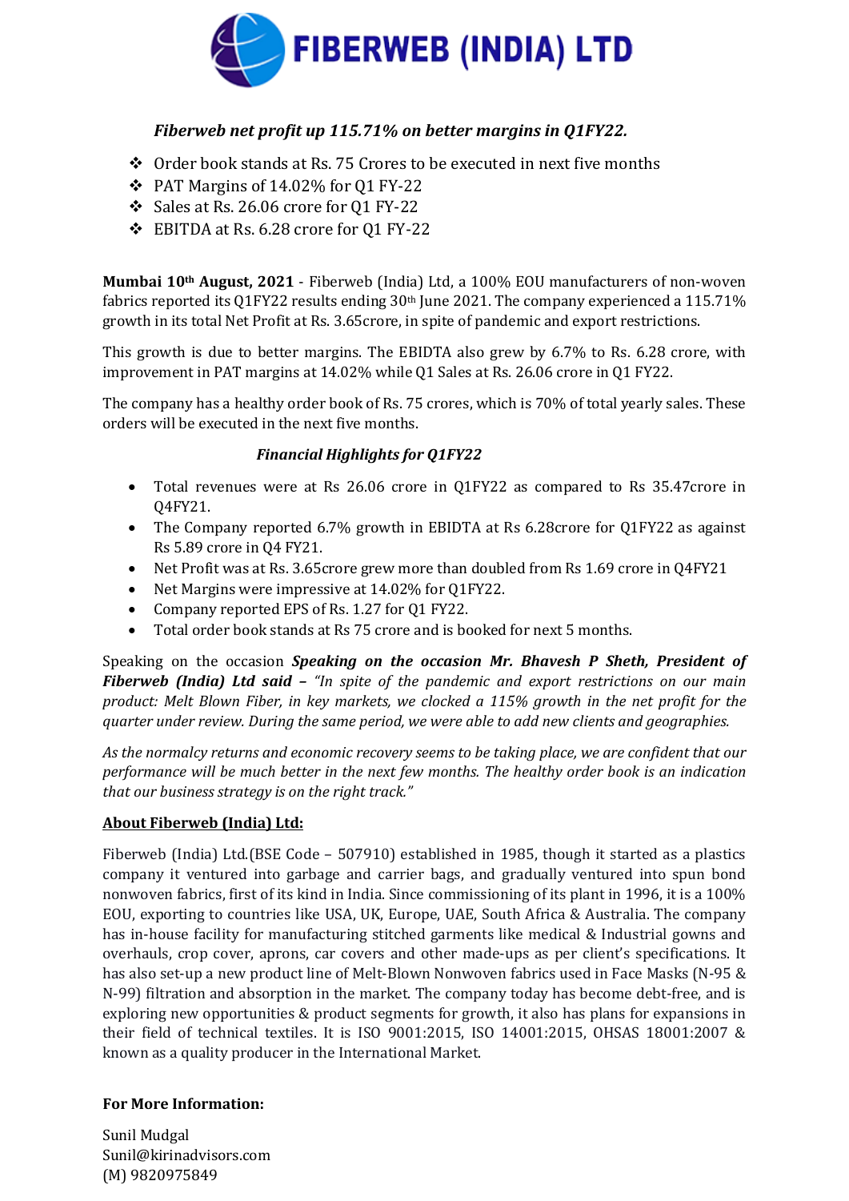# FIBERWEB (INDIA) LTD

***Fiberweb net profit up 115.71% on better margins in Q1FY22.***

- Order book stands at Rs. 75 Crores to be executed in next five months
- PAT Margins of 14.02% for Q1 FY-22
- Sales at Rs. 26.06 crore for Q1 FY-22
- EBITDA at Rs. 6.28 crore for Q1 FY-22

**Mumbai 10th August, 2021** - Fiberweb (India) Ltd, a 100% EOU manufacturers of non-woven fabrics reported its Q1FY22 results ending 30th June 2021. The company experienced a 115.71% growth in its total Net Profit at Rs. 3.65crore, in spite of pandemic and export restrictions.

This growth is due to better margins. The EBIDTA also grew by 6.7% to Rs. 6.28 crore, with improvement in PAT margins at 14.02% while Q1 Sales at Rs. 26.06 crore in Q1 FY22.

The company has a healthy order book of Rs. 75 crores, which is 70% of total yearly sales. These orders will be executed in the next five months.

***Financial Highlights for Q1FY22***

- Total revenues were at Rs 26.06 crore in Q1FY22 as compared to Rs 35.47crore in Q4FY21.
- The Company reported 6.7% growth in EBIDTA at Rs 6.28crore for Q1FY22 as against Rs 5.89 crore in Q4 FY21.
- Net Profit was at Rs. 3.65crore grew more than doubled from Rs 1.69 crore in Q4FY21
- Net Margins were impressive at 14.02% for Q1FY22.
- Company reported EPS of Rs. 1.27 for Q1 FY22.
- Total order book stands at Rs 75 crore and is booked for next 5 months.

Speaking on the occasion ***Speaking on the occasion Mr. Bhavesh P Sheth, President of Fiberweb (India) Ltd said –*** *"In spite of the pandemic and export restrictions on our main product: Melt Blown Fiber, in key markets, we clocked a 115% growth in the net profit for the quarter under review. During the same period, we were able to add new clients and geographies.*

*As the normalcy returns and economic recovery seems to be taking place, we are confident that our performance will be much better in the next few months. The healthy order book is an indication that our business strategy is on the right track."*

**About Fiberweb (India) Ltd:**

Fiberweb (India) Ltd.(BSE Code – 507910) established in 1985, though it started as a plastics company it ventured into garbage and carrier bags, and gradually ventured into spun bond nonwoven fabrics, first of its kind in India. Since commissioning of its plant in 1996, it is a 100% EOU, exporting to countries like USA, UK, Europe, UAE, South Africa & Australia. The company has in-house facility for manufacturing stitched garments like medical & Industrial gowns and overhauls, crop cover, aprons, car covers and other made-ups as per client's specifications. It has also set-up a new product line of Melt-Blown Nonwoven fabrics used in Face Masks (N-95 & N-99) filtration and absorption in the market. The company today has become debt-free, and is exploring new opportunities & product segments for growth, it also has plans for expansions in their field of technical textiles. It is ISO 9001:2015, ISO 14001:2015, OHSAS 18001:2007 & known as a quality producer in the International Market.

**For More Information:**

Sunil Mudgal
Sunil@kirinadvisors.com
(M) 9820975849